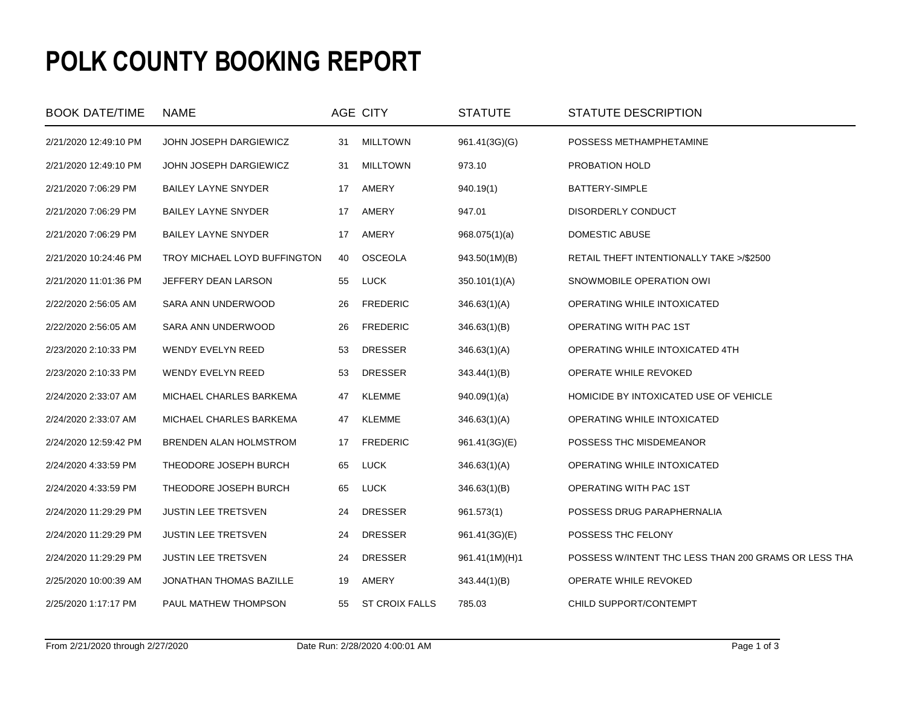# POLK COUNTY BOOKING REPORT

| BOOK DATE/TIME | NAME | AGE | CITY | STATUTE | STATUTE DESCRIPTION |
|---|---|---|---|---|---|
| 2/21/2020 12:49:10 PM | JOHN JOSEPH DARGIEWICZ | 31 | MILLTOWN | 961.41(3G)(G) | POSSESS METHAMPHETAMINE |
| 2/21/2020 12:49:10 PM | JOHN JOSEPH DARGIEWICZ | 31 | MILLTOWN | 973.10 | PROBATION HOLD |
| 2/21/2020 7:06:29 PM | BAILEY LAYNE SNYDER | 17 | AMERY | 940.19(1) | BATTERY-SIMPLE |
| 2/21/2020 7:06:29 PM | BAILEY LAYNE SNYDER | 17 | AMERY | 947.01 | DISORDERLY CONDUCT |
| 2/21/2020 7:06:29 PM | BAILEY LAYNE SNYDER | 17 | AMERY | 968.075(1)(a) | DOMESTIC ABUSE |
| 2/21/2020 10:24:46 PM | TROY MICHAEL LOYD BUFFINGTON | 40 | OSCEOLA | 943.50(1M)(B) | RETAIL THEFT INTENTIONALLY TAKE >/$2500 |
| 2/21/2020 11:01:36 PM | JEFFERY DEAN LARSON | 55 | LUCK | 350.101(1)(A) | SNOWMOBILE OPERATION OWI |
| 2/22/2020 2:56:05 AM | SARA ANN UNDERWOOD | 26 | FREDERIC | 346.63(1)(A) | OPERATING WHILE INTOXICATED |
| 2/22/2020 2:56:05 AM | SARA ANN UNDERWOOD | 26 | FREDERIC | 346.63(1)(B) | OPERATING WITH PAC 1ST |
| 2/23/2020 2:10:33 PM | WENDY EVELYN REED | 53 | DRESSER | 346.63(1)(A) | OPERATING WHILE INTOXICATED 4TH |
| 2/23/2020 2:10:33 PM | WENDY EVELYN REED | 53 | DRESSER | 343.44(1)(B) | OPERATE WHILE REVOKED |
| 2/24/2020 2:33:07 AM | MICHAEL CHARLES BARKEMA | 47 | KLEMME | 940.09(1)(a) | HOMICIDE BY INTOXICATED USE OF VEHICLE |
| 2/24/2020 2:33:07 AM | MICHAEL CHARLES BARKEMA | 47 | KLEMME | 346.63(1)(A) | OPERATING WHILE INTOXICATED |
| 2/24/2020 12:59:42 PM | BRENDEN ALAN HOLMSTROM | 17 | FREDERIC | 961.41(3G)(E) | POSSESS THC MISDEMEANOR |
| 2/24/2020 4:33:59 PM | THEODORE JOSEPH BURCH | 65 | LUCK | 346.63(1)(A) | OPERATING WHILE INTOXICATED |
| 2/24/2020 4:33:59 PM | THEODORE JOSEPH BURCH | 65 | LUCK | 346.63(1)(B) | OPERATING WITH PAC 1ST |
| 2/24/2020 11:29:29 PM | JUSTIN LEE TRETSVEN | 24 | DRESSER | 961.573(1) | POSSESS DRUG PARAPHERNALIA |
| 2/24/2020 11:29:29 PM | JUSTIN LEE TRETSVEN | 24 | DRESSER | 961.41(3G)(E) | POSSESS THC FELONY |
| 2/24/2020 11:29:29 PM | JUSTIN LEE TRETSVEN | 24 | DRESSER | 961.41(1M)(H)1 | POSSESS W/INTENT THC LESS THAN 200 GRAMS OR LESS THA |
| 2/25/2020 10:00:39 AM | JONATHAN THOMAS BAZILLE | 19 | AMERY | 343.44(1)(B) | OPERATE WHILE REVOKED |
| 2/25/2020 1:17:17 PM | PAUL MATHEW THOMPSON | 55 | ST CROIX FALLS | 785.03 | CHILD SUPPORT/CONTEMPT |

From 2/21/2020 through 2/27/2020 Date Run: 2/28/2020 4:00:01 AM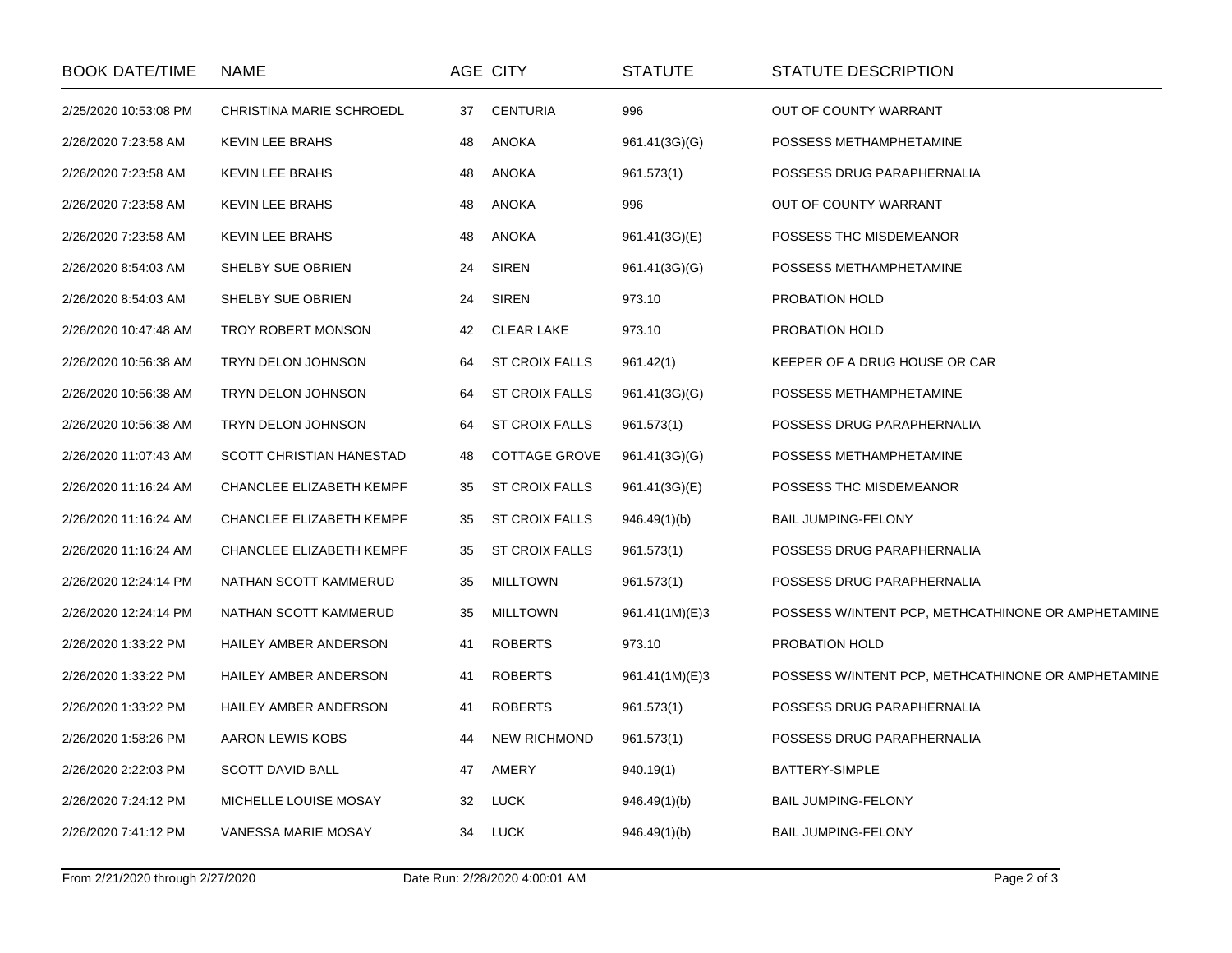| BOOK DATE/TIME | NAME | AGE | CITY | STATUTE | STATUTE DESCRIPTION |
|---|---|---|---|---|---|
| 2/25/2020 10:53:08 PM | CHRISTINA MARIE SCHROEDL | 37 | CENTURIA | 996 | OUT OF COUNTY WARRANT |
| 2/26/2020 7:23:58 AM | KEVIN LEE BRAHS | 48 | ANOKA | 961.41(3G)(G) | POSSESS METHAMPHETAMINE |
| 2/26/2020 7:23:58 AM | KEVIN LEE BRAHS | 48 | ANOKA | 961.573(1) | POSSESS DRUG PARAPHERNALIA |
| 2/26/2020 7:23:58 AM | KEVIN LEE BRAHS | 48 | ANOKA | 996 | OUT OF COUNTY WARRANT |
| 2/26/2020 7:23:58 AM | KEVIN LEE BRAHS | 48 | ANOKA | 961.41(3G)(E) | POSSESS THC MISDEMEANOR |
| 2/26/2020 8:54:03 AM | SHELBY SUE OBRIEN | 24 | SIREN | 961.41(3G)(G) | POSSESS METHAMPHETAMINE |
| 2/26/2020 8:54:03 AM | SHELBY SUE OBRIEN | 24 | SIREN | 973.10 | PROBATION HOLD |
| 2/26/2020 10:47:48 AM | TROY ROBERT MONSON | 42 | CLEAR LAKE | 973.10 | PROBATION HOLD |
| 2/26/2020 10:56:38 AM | TRYN DELON JOHNSON | 64 | ST CROIX FALLS | 961.42(1) | KEEPER OF A DRUG HOUSE OR CAR |
| 2/26/2020 10:56:38 AM | TRYN DELON JOHNSON | 64 | ST CROIX FALLS | 961.41(3G)(G) | POSSESS METHAMPHETAMINE |
| 2/26/2020 10:56:38 AM | TRYN DELON JOHNSON | 64 | ST CROIX FALLS | 961.573(1) | POSSESS DRUG PARAPHERNALIA |
| 2/26/2020 11:07:43 AM | SCOTT CHRISTIAN HANESTAD | 48 | COTTAGE GROVE | 961.41(3G)(G) | POSSESS METHAMPHETAMINE |
| 2/26/2020 11:16:24 AM | CHANCLEE ELIZABETH KEMPF | 35 | ST CROIX FALLS | 961.41(3G)(E) | POSSESS THC MISDEMEANOR |
| 2/26/2020 11:16:24 AM | CHANCLEE ELIZABETH KEMPF | 35 | ST CROIX FALLS | 946.49(1)(b) | BAIL JUMPING-FELONY |
| 2/26/2020 11:16:24 AM | CHANCLEE ELIZABETH KEMPF | 35 | ST CROIX FALLS | 961.573(1) | POSSESS DRUG PARAPHERNALIA |
| 2/26/2020 12:24:14 PM | NATHAN SCOTT KAMMERUD | 35 | MILLTOWN | 961.573(1) | POSSESS DRUG PARAPHERNALIA |
| 2/26/2020 12:24:14 PM | NATHAN SCOTT KAMMERUD | 35 | MILLTOWN | 961.41(1M)(E)3 | POSSESS W/INTENT PCP, METHCATHINONE OR AMPHETAMINE |
| 2/26/2020 1:33:22 PM | HAILEY AMBER ANDERSON | 41 | ROBERTS | 973.10 | PROBATION HOLD |
| 2/26/2020 1:33:22 PM | HAILEY AMBER ANDERSON | 41 | ROBERTS | 961.41(1M)(E)3 | POSSESS W/INTENT PCP, METHCATHINONE OR AMPHETAMINE |
| 2/26/2020 1:33:22 PM | HAILEY AMBER ANDERSON | 41 | ROBERTS | 961.573(1) | POSSESS DRUG PARAPHERNALIA |
| 2/26/2020 1:58:26 PM | AARON LEWIS KOBS | 44 | NEW RICHMOND | 961.573(1) | POSSESS DRUG PARAPHERNALIA |
| 2/26/2020 2:22:03 PM | SCOTT DAVID BALL | 47 | AMERY | 940.19(1) | BATTERY-SIMPLE |
| 2/26/2020 7:24:12 PM | MICHELLE LOUISE MOSAY | 32 | LUCK | 946.49(1)(b) | BAIL JUMPING-FELONY |
| 2/26/2020 7:41:12 PM | VANESSA MARIE MOSAY | 34 | LUCK | 946.49(1)(b) | BAIL JUMPING-FELONY |

From 2/21/2020 through 2/27/2020 | Date Run: 2/28/2020 4:00:01 AM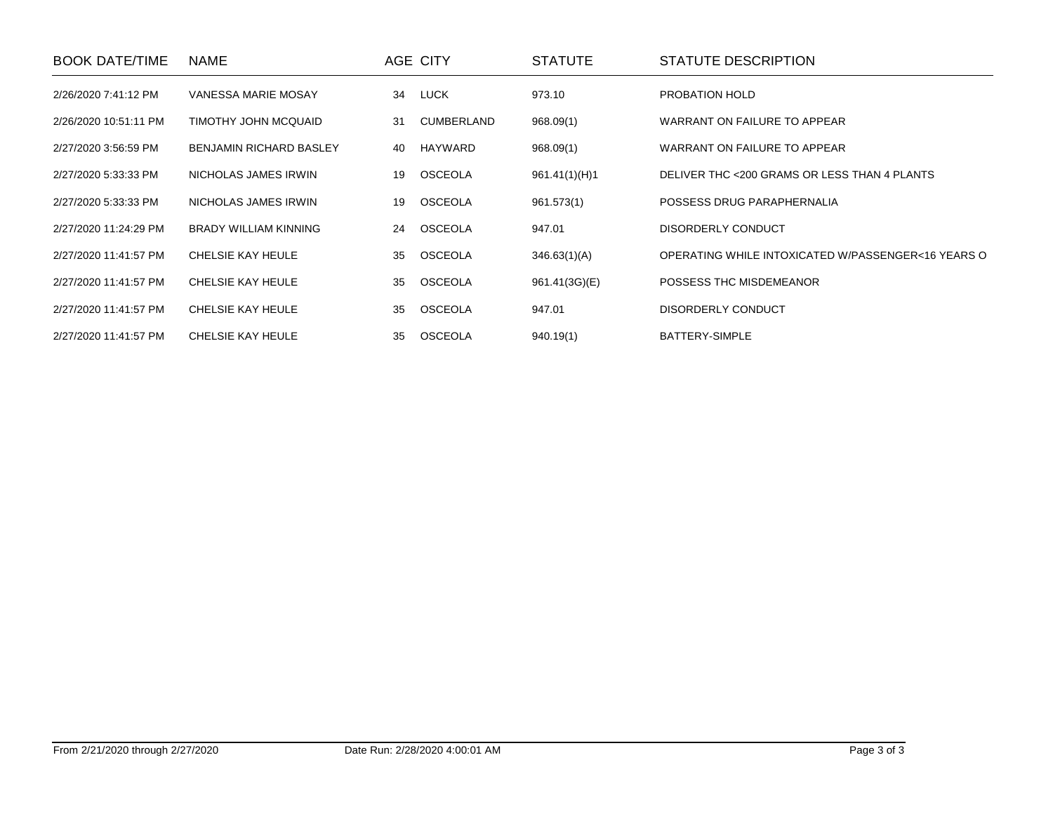| BOOK DATE/TIME | NAME | AGE | CITY | STATUTE | STATUTE DESCRIPTION |
|---|---|---|---|---|---|
| 2/26/2020 7:41:12 PM | VANESSA MARIE MOSAY | 34 | LUCK | 973.10 | PROBATION HOLD |
| 2/26/2020 10:51:11 PM | TIMOTHY JOHN MCQUAID | 31 | CUMBERLAND | 968.09(1) | WARRANT ON FAILURE TO APPEAR |
| 2/27/2020 3:56:59 PM | BENJAMIN RICHARD BASLEY | 40 | HAYWARD | 968.09(1) | WARRANT ON FAILURE TO APPEAR |
| 2/27/2020 5:33:33 PM | NICHOLAS JAMES IRWIN | 19 | OSCEOLA | 961.41(1)(H)1 | DELIVER THC <200 GRAMS OR LESS THAN 4 PLANTS |
| 2/27/2020 5:33:33 PM | NICHOLAS JAMES IRWIN | 19 | OSCEOLA | 961.573(1) | POSSESS DRUG PARAPHERNALIA |
| 2/27/2020 11:24:29 PM | BRADY WILLIAM KINNING | 24 | OSCEOLA | 947.01 | DISORDERLY CONDUCT |
| 2/27/2020 11:41:57 PM | CHELSIE KAY HEULE | 35 | OSCEOLA | 346.63(1)(A) | OPERATING WHILE INTOXICATED W/PASSENGER<16 YEARS O |
| 2/27/2020 11:41:57 PM | CHELSIE KAY HEULE | 35 | OSCEOLA | 961.41(3G)(E) | POSSESS THC MISDEMEANOR |
| 2/27/2020 11:41:57 PM | CHELSIE KAY HEULE | 35 | OSCEOLA | 947.01 | DISORDERLY CONDUCT |
| 2/27/2020 11:41:57 PM | CHELSIE KAY HEULE | 35 | OSCEOLA | 940.19(1) | BATTERY-SIMPLE |

From 2/21/2020 through 2/27/2020 Date Run: 2/28/2020 4:00:01 AM